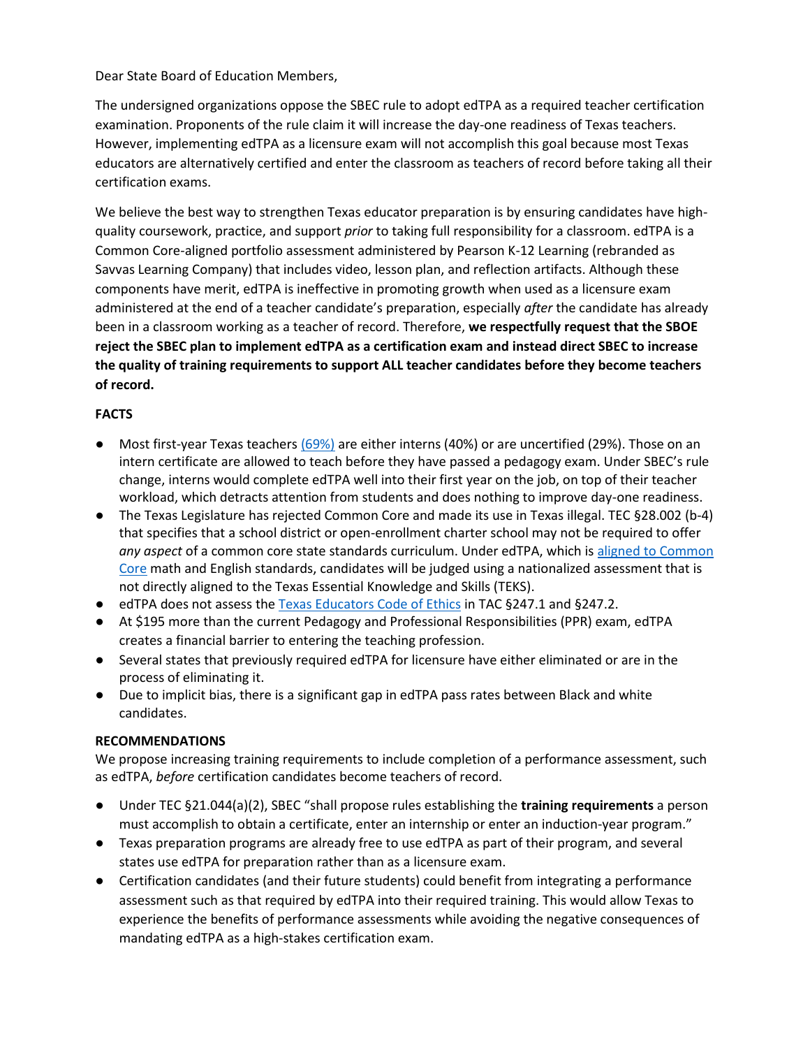Dear State Board of Education Members,

The undersigned organizations oppose the SBEC rule to adopt edTPA as a required teacher certification examination. Proponents of the rule claim it will increase the day-one readiness of Texas teachers. However, implementing edTPA as a licensure exam will not accomplish this goal because most Texas educators are alternatively certified and enter the classroom as teachers of record before taking all their certification exams.

We believe the best way to strengthen Texas educator preparation is by ensuring candidates have high-quality coursework, practice, and support *prior* to taking full responsibility for a classroom. edTPA is a Common Core-aligned portfolio assessment administered by Pearson K-12 Learning (rebranded as Savvas Learning Company) that includes video, lesson plan, and reflection artifacts. Although these components have merit, edTPA is ineffective in promoting growth when used as a licensure exam administered at the end of a teacher candidate's preparation, especially *after* the candidate has already been in a classroom working as a teacher of record. Therefore, **we respectfully request that the SBOE reject the SBEC plan to implement edTPA as a certification exam and instead direct SBEC to increase the quality of training requirements to support ALL teacher candidates before they become teachers of record.**

**FACTS**

- Most first-year Texas teachers [(69%)]() are either interns (40%) or are uncertified (29%). Those on an intern certificate are allowed to teach before they have passed a pedagogy exam. Under SBEC's rule change, interns would complete edTPA well into their first year on the job, on top of their teacher workload, which detracts attention from students and does nothing to improve day-one readiness.
- The Texas Legislature has rejected Common Core and made its use in Texas illegal. TEC §28.002 (b-4) that specifies that a school district or open-enrollment charter school may not be required to offer *any aspect* of a common core state standards curriculum. Under edTPA, which is [aligned to Common Core]() math and English standards, candidates will be judged using a nationalized assessment that is not directly aligned to the Texas Essential Knowledge and Skills (TEKS).
- edTPA does not assess the [Texas Educators Code of Ethics]() in TAC §247.1 and §247.2.
- At $195 more than the current Pedagogy and Professional Responsibilities (PPR) exam, edTPA creates a financial barrier to entering the teaching profession.
- Several states that previously required edTPA for licensure have either eliminated or are in the process of eliminating it.
- Due to implicit bias, there is a significant gap in edTPA pass rates between Black and white candidates.

**RECOMMENDATIONS**

We propose increasing training requirements to include completion of a performance assessment, such as edTPA, *before* certification candidates become teachers of record.

- Under TEC §21.044(a)(2), SBEC "shall propose rules establishing the **training requirements** a person must accomplish to obtain a certificate, enter an internship or enter an induction-year program."
- Texas preparation programs are already free to use edTPA as part of their program, and several states use edTPA for preparation rather than as a licensure exam.
- Certification candidates (and their future students) could benefit from integrating a performance assessment such as that required by edTPA into their required training. This would allow Texas to experience the benefits of performance assessments while avoiding the negative consequences of mandating edTPA as a high-stakes certification exam.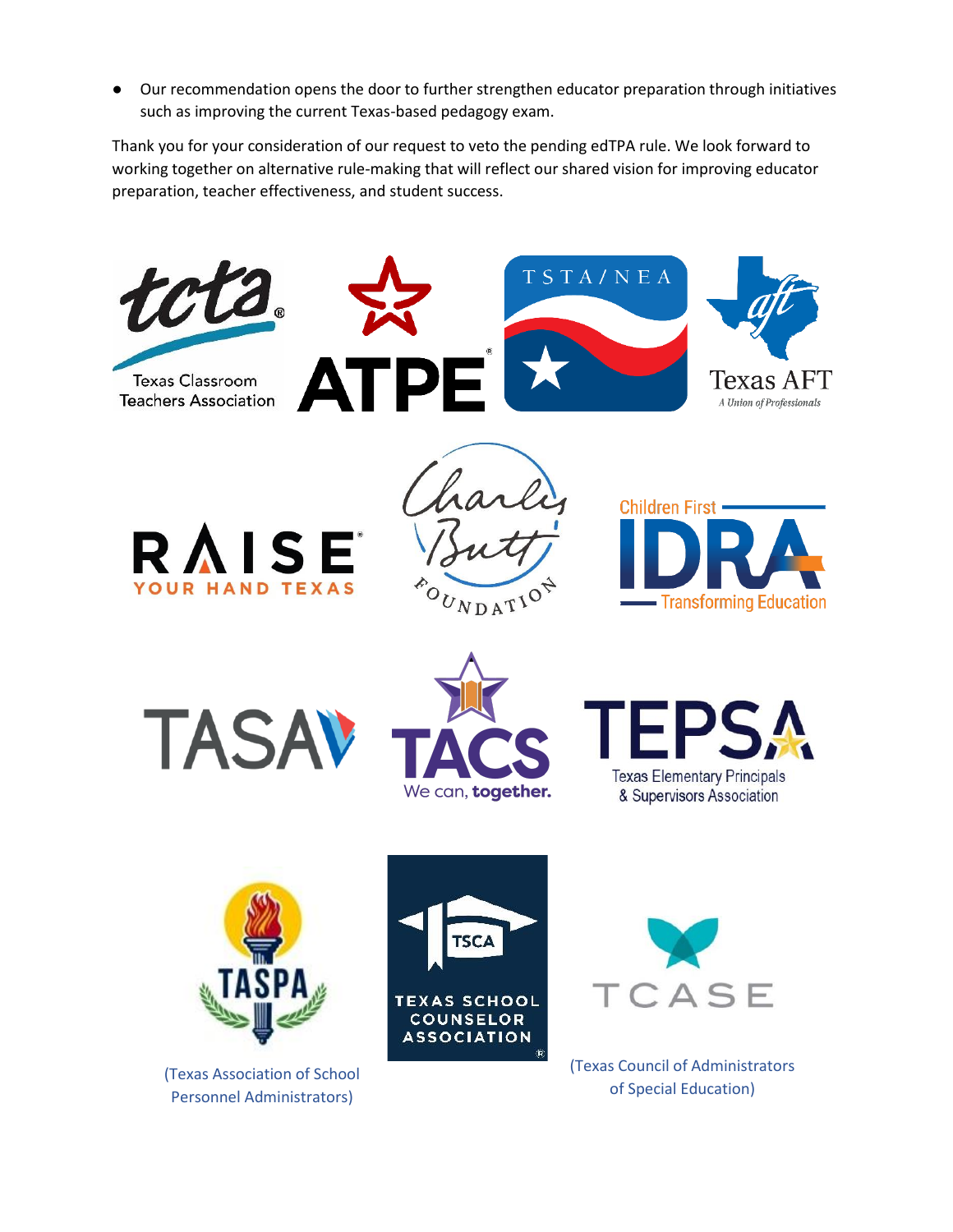- Our recommendation opens the door to further strengthen educator preparation through initiatives such as improving the current Texas-based pedagogy exam.

Thank you for your consideration of our request to veto the pending edTPA rule. We look forward to working together on alternative rule-making that will reflect our shared vision for improving educator preparation, teacher effectiveness, and student success.

tcta Texas Classroom Teachers Association

ATPE

TSTA/NEA

Texas AFT A Union of Professionals

RAISE YOUR HAND TEXAS

Charles Butt Foundation

Children First IDRA Transforming Education

TASA

TACS We can, together.

TEPSA Texas Elementary Principals & Supervisors Association

TASPA (Texas Association of School Personnel Administrators)

TSCA TEXAS SCHOOL COUNSELOR ASSOCIATION

TCASE (Texas Council of Administrators of Special Education)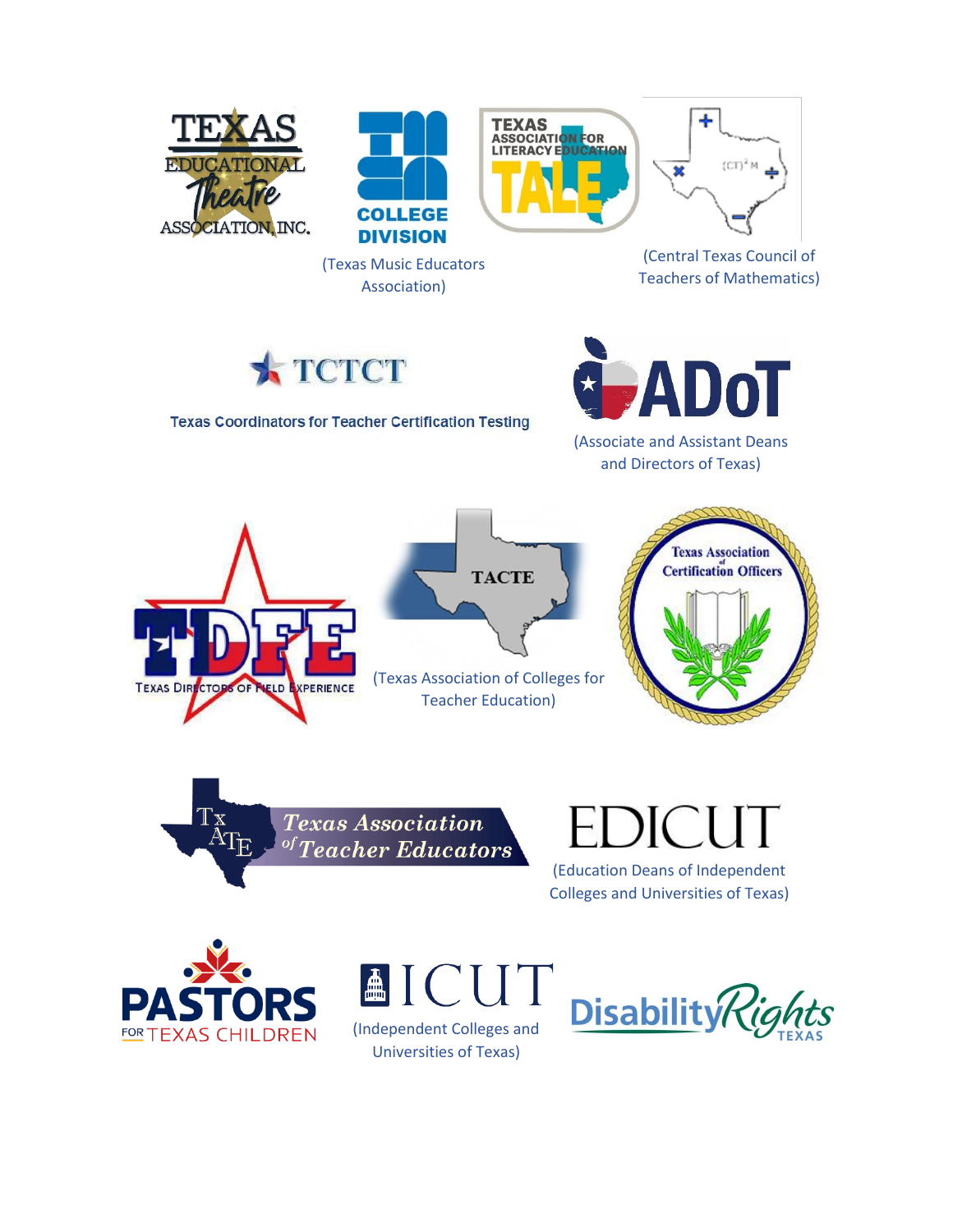TEXAS EDUCATIONAL Theatre ASSOCIATION, INC.

COLLEGE DIVISION

(Texas Music Educators Association)

TEXAS ASSOCIATION FOR LITERACY EDUCATION

TALE

$(CT)^2M$

(Central Texas Council of Teachers of Mathematics)

TCTCT

Texas Coordinators for Teacher Certification Testing

ADoT

(Associate and Assistant Deans and Directors of Texas)

TDFE

TEXAS DIRECTORS OF FIELD EXPERIENCE

TACTE

(Texas Association of Colleges for Teacher Education)

Texas Association of Certification Officers

TxATE

Texas Association of Teacher Educators

EDICUT

(Education Deans of Independent Colleges and Universities of Texas)

PASTORS FOR TEXAS CHILDREN

ICUT

(Independent Colleges and Universities of Texas)

Disability Rights TEXAS